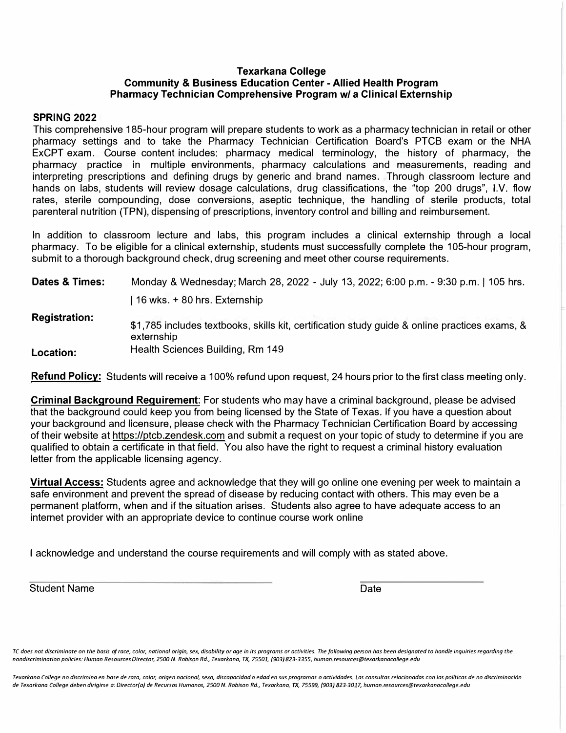# Texarkana College
## Community & Business Education Center - Allied Health Program
## Pharmacy Technician Comprehensive Program w/ a Clinical Externship

**SPRING 2022**

This comprehensive 185-hour program will prepare students to work as a pharmacy technician in retail or other pharmacy settings and to take the Pharmacy Technician Certification Board's PTCB exam or the NHA ExCPT exam. Course content includes: pharmacy medical terminology, the history of pharmacy, the pharmacy practice in multiple environments, pharmacy calculations and measurements, reading and interpreting prescriptions and defining drugs by generic and brand names. Through classroom lecture and hands on labs, students will review dosage calculations, drug classifications, the "top 200 drugs", I.V. flow rates, sterile compounding, dose conversions, aseptic technique, the handling of sterile products, total parenteral nutrition (TPN), dispensing of prescriptions, inventory control and billing and reimbursement.

In addition to classroom lecture and labs, this program includes a clinical externship through a local pharmacy. To be eligible for a clinical externship, students must successfully complete the 105-hour program, submit to a thorough background check, drug screening and meet other course requirements.

**Dates & Times:** Monday & Wednesday; March 28, 2022 - July 13, 2022; 6:00 p.m. - 9:30 p.m. | 105 hrs. | 16 wks. + 80 hrs. Externship

**Registration:** $1,785 includes textbooks, skills kit, certification study guide & online practices exams, & externship

**Location:** Health Sciences Building, Rm 149

**Refund Policy:** Students will receive a 100% refund upon request, 24 hours prior to the first class meeting only.

**Criminal Background Requirement**: For students who may have a criminal background, please be advised that the background could keep you from being licensed by the State of Texas. If you have a question about your background and licensure, please check with the Pharmacy Technician Certification Board by accessing of their website at https://ptcb.zendesk.com and submit a request on your topic of study to determine if you are qualified to obtain a certificate in that field. You also have the right to request a criminal history evaluation letter from the applicable licensing agency.

**Virtual Access:** Students agree and acknowledge that they will go online one evening per week to maintain a safe environment and prevent the spread of disease by reducing contact with others. This may even be a permanent platform, when and if the situation arises. Students also agree to have adequate access to an internet provider with an appropriate device to continue course work online

I acknowledge and understand the course requirements and will comply with as stated above.

\_\_\_\_\_\_\_\_\_\_\_\_\_\_\_\_\_\_\_\_\_\_\_\_\_\_\_\_\_\_\_\_ \_\_\_\_\_\_\_\_\_\_\_\_\_\_\_\_\_\_\_\_

Student Name Date

*TC does not discriminate on the basis of race, color, national origin, sex, disability or age in its programs or activities. The following person has been designated to handle inquiries regarding the nondiscrimination policies: Human Resources Director, 2500 N. Robison Rd., Texarkana, TX, 75501, (903) 823-3355, human.resources@texarkanacollege.edu*

*Texarkana College no discrimina en base de raza, color, origen nacional, sexo, discapacidad o edad en sus programas o actividades. Las consultas relacionadas con las politicas de no discriminación de Texarkana College deben dirigirse a: Director(a) de Recursos Humanos, 2500 N. Robison Rd., Texarkana, TX, 75599, (903) 823-3017, human.resources@texarkanacollege.edu*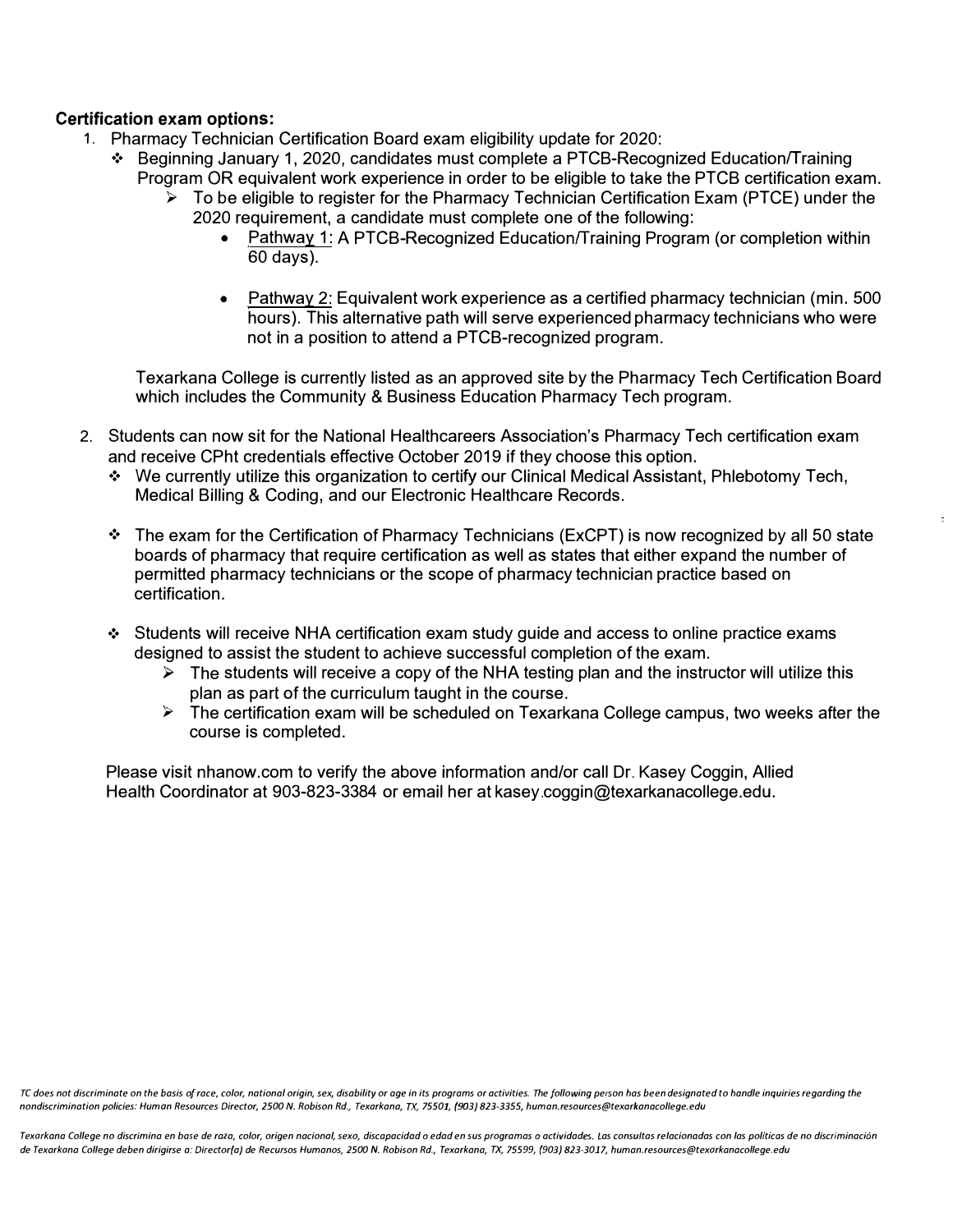**Certification exam options:**

1. Pharmacy Technician Certification Board exam eligibility update for 2020:
   - Beginning January 1, 2020, candidates must complete a PTCB-Recognized Education/Training Program OR equivalent work experience in order to be eligible to take the PTCB certification exam.
     - To be eligible to register for the Pharmacy Technician Certification Exam (PTCE) under the 2020 requirement, a candidate must complete one of the following:
       - Pathway 1: A PTCB-Recognized Education/Training Program (or completion within 60 days).
       - Pathway 2: Equivalent work experience as a certified pharmacy technician (min. 500 hours). This alternative path will serve experienced pharmacy technicians who were not in a position to attend a PTCB-recognized program.

   Texarkana College is currently listed as an approved site by the Pharmacy Tech Certification Board which includes the Community & Business Education Pharmacy Tech program.

2. Students can now sit for the National Healthcareers Association's Pharmacy Tech certification exam and receive CPht credentials effective October 2019 if they choose this option.
   - We currently utilize this organization to certify our Clinical Medical Assistant, Phlebotomy Tech, Medical Billing & Coding, and our Electronic Healthcare Records.
   - The exam for the Certification of Pharmacy Technicians (ExCPT) is now recognized by all 50 state boards of pharmacy that require certification as well as states that either expand the number of permitted pharmacy technicians or the scope of pharmacy technician practice based on certification.
   - Students will receive NHA certification exam study guide and access to online practice exams designed to assist the student to achieve successful completion of the exam.
     - The students will receive a copy of the NHA testing plan and the instructor will utilize this plan as part of the curriculum taught in the course.
     - The certification exam will be scheduled on Texarkana College campus, two weeks after the course is completed.

   Please visit nhanow.com to verify the above information and/or call Dr. Kasey Coggin, Allied Health Coordinator at 903-823-3384 or email her at kasey.coggin@texarkanacollege.edu.

*TC does not discriminate on the basis of race, color, national origin, sex, disability or age in its programs or activities. The following person has been designated to handle inquiries regarding the nondiscrimination policies: Human Resources Director, 2500 N. Robison Rd., Texarkana, TX, 75501, (903) 823-3355, human.resources@texarkanacollege.edu*

*Texarkana College no discrimina en base de raza, color, origen nacional, sexo, discapacidad o edad en sus programas o actividades. Las consultas relacionadas con las políticas de no discriminación de Texarkana College deben dirigirse a: Director(a) de Recursos Humanos, 2500 N. Robison Rd., Texarkana, TX, 75599, (903) 823-3017, human.resources@texarkanacollege.edu*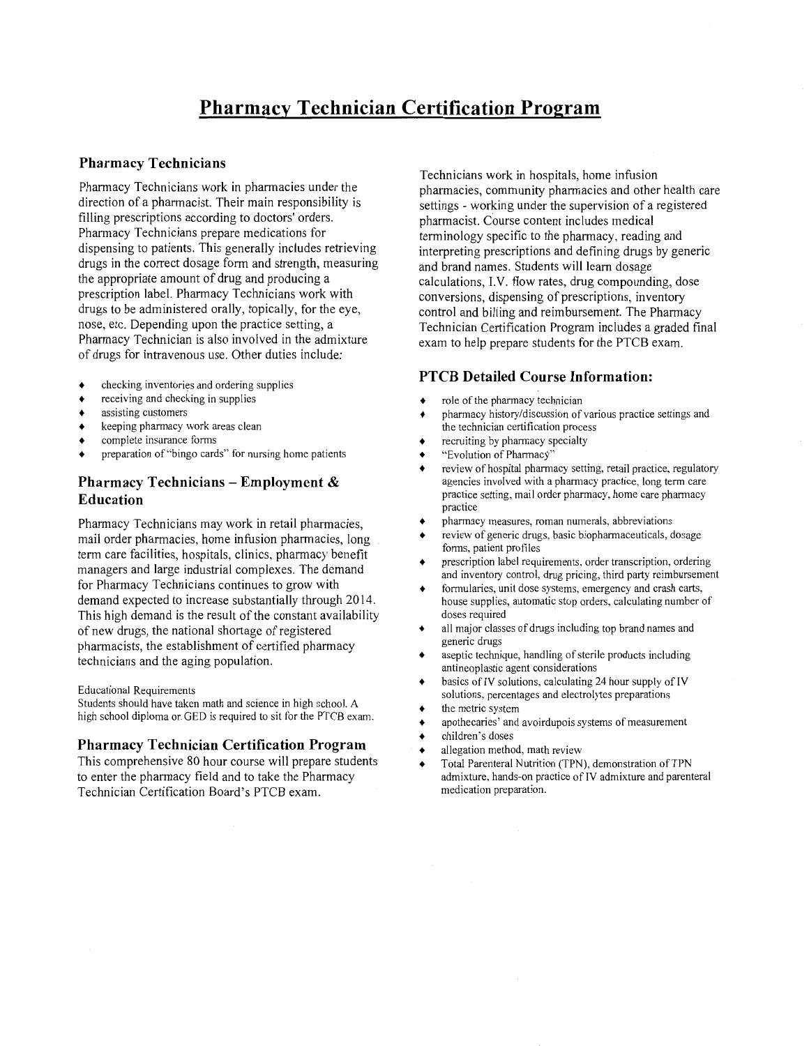# Pharmacy Technician Certification Program

## Pharmacy Technicians

Pharmacy Technicians work in pharmacies under the direction of a pharmacist. Their main responsibility is filling prescriptions according to doctors' orders. Pharmacy Technicians prepare medications for dispensing to patients. This generally includes retrieving drugs in the correct dosage form and strength, measuring the appropriate amount of drug and producing a prescription label. Pharmacy Technicians work with drugs to be administered orally, topically, for the eye, nose, etc. Depending upon the practice setting, a Pharmacy Technician is also involved in the admixture of drugs for intravenous use. Other duties include:

- checking inventories and ordering supplies
- receiving and checking in supplies
- assisting customers
- keeping pharmacy work areas clean
- complete insurance forms
- preparation of "bingo cards" for nursing home patients

## Pharmacy Technicians – Employment & Education

Pharmacy Technicians may work in retail pharmacies, mail order pharmacies, home infusion pharmacies, long term care facilities, hospitals, clinics, pharmacy benefit managers and large industrial complexes. The demand for Pharmacy Technicians continues to grow with demand expected to increase substantially through 2014. This high demand is the result of the constant availability of new drugs, the national shortage of registered pharmacists, the establishment of certified pharmacy technicians and the aging population.

Educational Requirements

Students should have taken math and science in high school. A high school diploma or GED is required to sit for the PTCB exam.

## Pharmacy Technician Certification Program

This comprehensive 80 hour course will prepare students to enter the pharmacy field and to take the Pharmacy Technician Certification Board's PTCB exam.

Technicians work in hospitals, home infusion pharmacies, community pharmacies and other health care settings - working under the supervision of a registered pharmacist. Course content includes medical terminology specific to the pharmacy, reading and interpreting prescriptions and defining drugs by generic and brand names. Students will learn dosage calculations, I.V. flow rates, drug compounding, dose conversions, dispensing of prescriptions, inventory control and billing and reimbursement. The Pharmacy Technician Certification Program includes a graded final exam to help prepare students for the PTCB exam.

## PTCB Detailed Course Information:

- role of the pharmacy technician
- pharmacy history/discussion of various practice settings and the technician certification process
- recruiting by pharmacy specialty
- "Evolution of Pharmacy"
- review of hospital pharmacy setting, retail practice, regulatory agencies involved with a pharmacy practice, long term care practice setting, mail order pharmacy, home care pharmacy practice
- pharmacy measures, roman numerals, abbreviations
- review of generic drugs, basic biopharmaceuticals, dosage forms, patient profiles
- prescription label requirements, order transcription, ordering and inventory control, drug pricing, third party reimbursement
- formularies, unit dose systems, emergency and crash carts, house supplies, automatic stop orders, calculating number of doses required
- all major classes of drugs including top brand names and generic drugs
- aseptic technique, handling of sterile products including antineoplastic agent considerations
- basics of IV solutions, calculating 24 hour supply of IV solutions, percentages and electrolytes preparations
- the metric system
- apothecaries' and avoirdupois systems of measurement
- children's doses
- allegation method, math review
- Total Parenteral Nutrition (TPN), demonstration of TPN admixture, hands-on practice of IV admixture and parenteral medication preparation.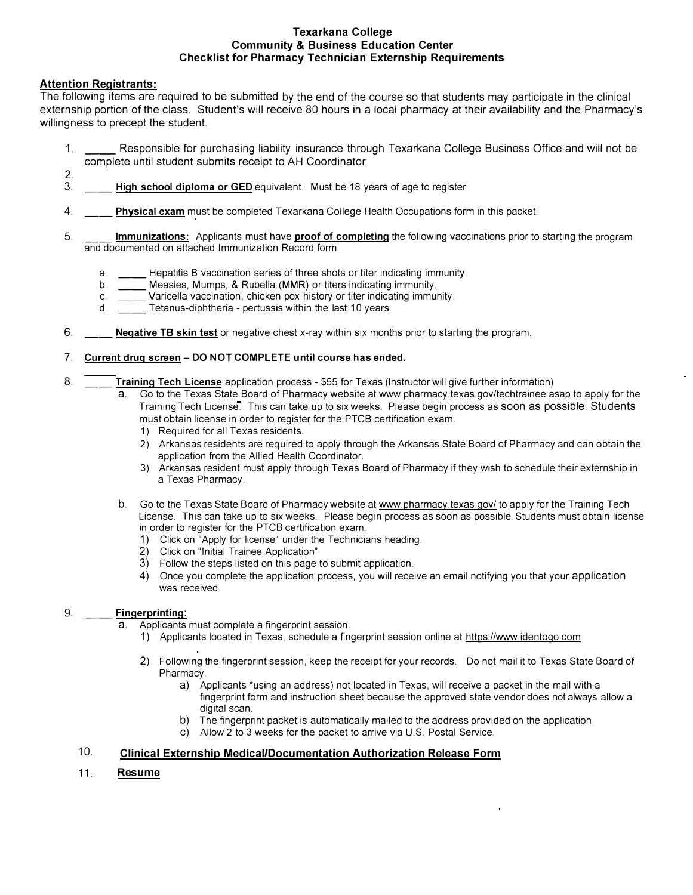# Texarkana College
## Community & Business Education Center
## Checklist for Pharmacy Technician Externship Requirements

**Attention Registrants:**

The following items are required to be submitted by the end of the course so that students may participate in the clinical externship portion of the class. Student's will receive 80 hours in a local pharmacy at their availability and the Pharmacy's willingness to precept the student.

1. _____ Responsible for purchasing liability insurance through Texarkana College Business Office and will not be complete until student submits receipt to AH Coordinator
2. 
3. _____ **High school diploma or GED** equivalent. Must be 18 years of age to register
4. _____ **Physical exam** must be completed Texarkana College Health Occupations form in this packet.
5. _____ **Immunizations:** Applicants must have **proof of completing** the following vaccinations prior to starting the program and documented on attached Immunization Record form.
   a. _____ Hepatitis B vaccination series of three shots or titer indicating immunity.
   b. _____ Measles, Mumps, & Rubella (MMR) or titers indicating immunity.
   c. _____ Varicella vaccination, chicken pox history or titer indicating immunity.
   d. _____ Tetanus-diphtheria - pertussis within the last 10 years.
6. _____ **Negative TB skin test** or negative chest x-ray within six months prior to starting the program.
7. **Current drug screen** – **DO NOT COMPLETE until course has ended.**
8. _____ **Training Tech License** application process - $55 for Texas (Instructor will give further information)
   a. Go to the Texas State Board of Pharmacy website at www.pharmacy.texas.gov/techtrainee.asap to apply for the Training Tech License. This can take up to six weeks. Please begin process as soon as possible. Students must obtain license in order to register for the PTCB certification exam.
      1) Required for all Texas residents.
      2) Arkansas residents are required to apply through the Arkansas State Board of Pharmacy and can obtain the application from the Allied Health Coordinator.
      3) Arkansas resident must apply through Texas Board of Pharmacy if they wish to schedule their externship in a Texas Pharmacy.

   b. Go to the Texas State Board of Pharmacy website at www.pharmacy.texas.gov/ to apply for the Training Tech License. This can take up to six weeks. Please begin process as soon as possible. Students must obtain license in order to register for the PTCB certification exam.
      1) Click on "Apply for license" under the Technicians heading.
      2) Click on "Initial Trainee Application"
      3) Follow the steps listed on this page to submit application.
      4) Once you complete the application process, you will receive an email notifying you that your application was received.
9. _____ **Fingerprinting:**
   a. Applicants must complete a fingerprint session.
      1) Applicants located in Texas, schedule a fingerprint session online at https://www.identogo.com
      2) Following the fingerprint session, keep the receipt for your records. Do not mail it to Texas State Board of Pharmacy.
         a) Applicants *using an address) not located in Texas, will receive a packet in the mail with a fingerprint form and instruction sheet because the approved state vendor does not always allow a digital scan.
         b) The fingerprint packet is automatically mailed to the address provided on the application.
         c) Allow 2 to 3 weeks for the packet to arrive via U.S. Postal Service.
10. **Clinical Externship Medical/Documentation Authorization Release Form**
11. **Resume**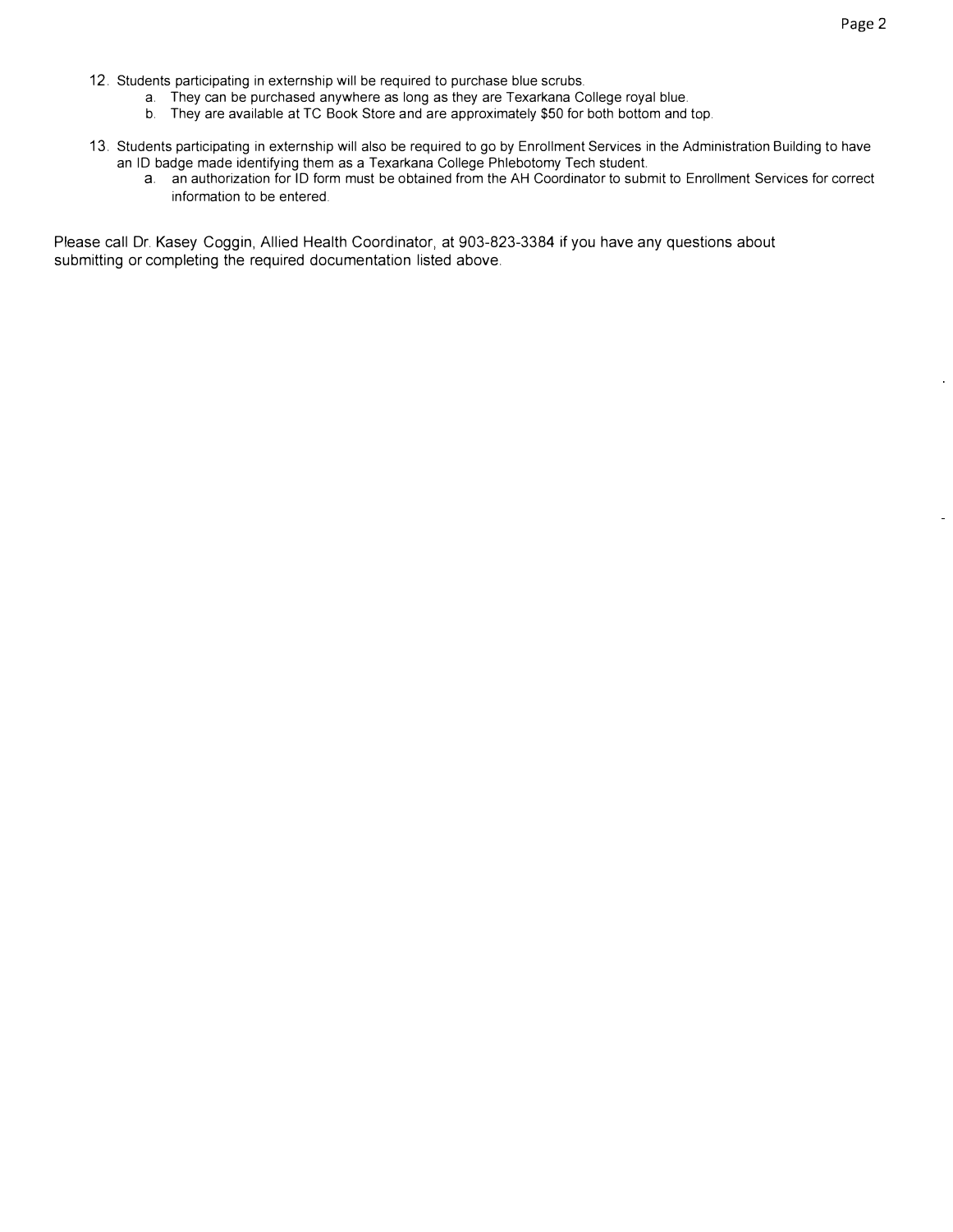12. Students participating in externship will be required to purchase blue scrubs.
    a. They can be purchased anywhere as long as they are Texarkana College royal blue.
    b. They are available at TC Book Store and are approximately $50 for both bottom and top.

13. Students participating in externship will also be required to go by Enrollment Services in the Administration Building to have an ID badge made identifying them as a Texarkana College Phlebotomy Tech student.
    a. an authorization for ID form must be obtained from the AH Coordinator to submit to Enrollment Services for correct information to be entered.

Please call Dr. Kasey Coggin, Allied Health Coordinator, at 903-823-3384 if you have any questions about submitting or completing the required documentation listed above.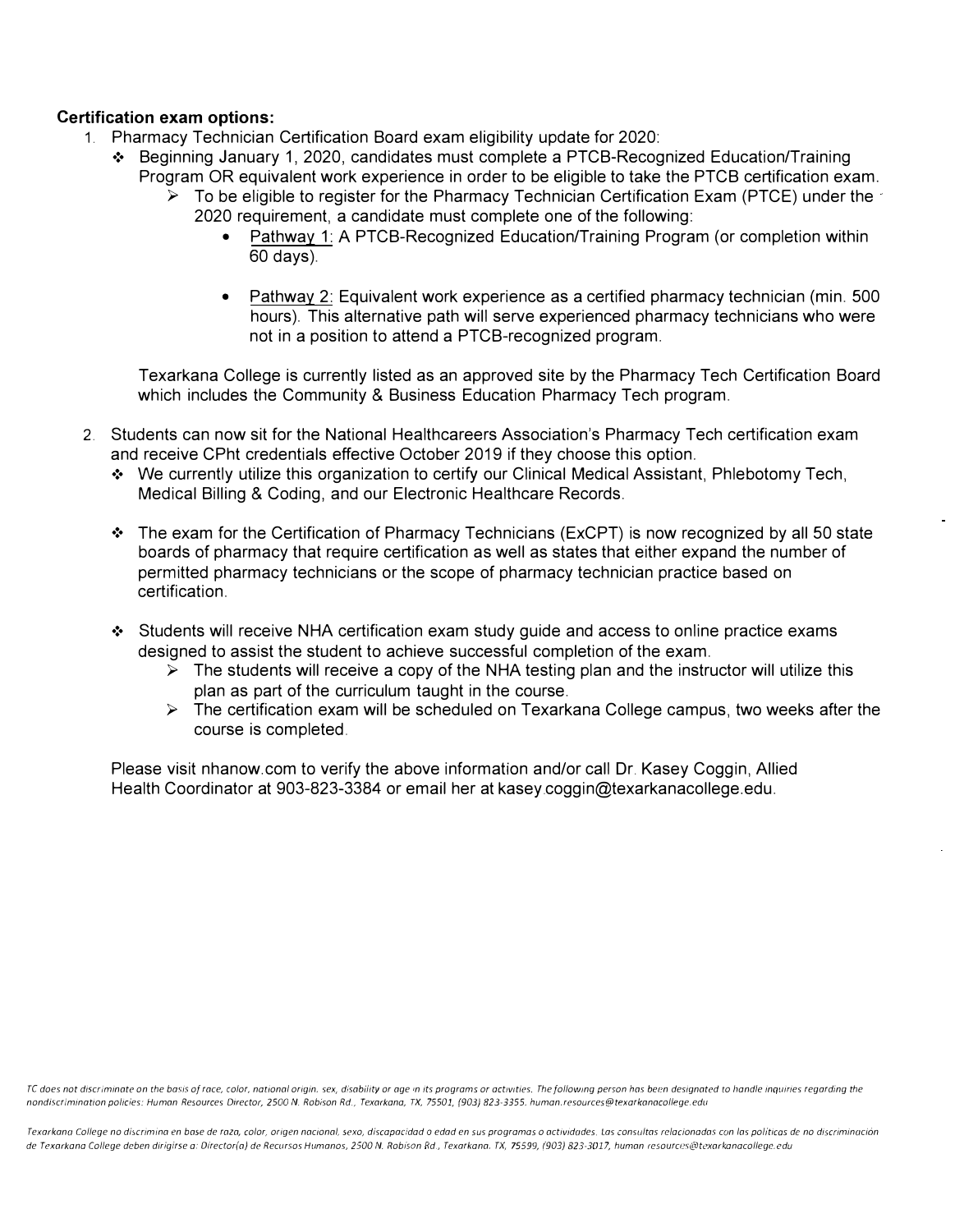**Certification exam options:**

1. Pharmacy Technician Certification Board exam eligibility update for 2020:
   - ❖ Beginning January 1, 2020, candidates must complete a PTCB-Recognized Education/Training Program OR equivalent work experience in order to be eligible to take the PTCB certification exam.
     - ➢ To be eligible to register for the Pharmacy Technician Certification Exam (PTCE) under the 2020 requirement, a candidate must complete one of the following:
       - <u>Pathway 1:</u> A PTCB-Recognized Education/Training Program (or completion within 60 days).
       - <u>Pathway 2:</u> Equivalent work experience as a certified pharmacy technician (min. 500 hours). This alternative path will serve experienced pharmacy technicians who were not in a position to attend a PTCB-recognized program.

   Texarkana College is currently listed as an approved site by the Pharmacy Tech Certification Board which includes the Community & Business Education Pharmacy Tech program.

2. Students can now sit for the National Healthcareers Association's Pharmacy Tech certification exam and receive CPht credentials effective October 2019 if they choose this option.
   - ❖ We currently utilize this organization to certify our Clinical Medical Assistant, Phlebotomy Tech, Medical Billing & Coding, and our Electronic Healthcare Records.
   - ❖ The exam for the Certification of Pharmacy Technicians (ExCPT) is now recognized by all 50 state boards of pharmacy that require certification as well as states that either expand the number of permitted pharmacy technicians or the scope of pharmacy technician practice based on certification.
   - ❖ Students will receive NHA certification exam study guide and access to online practice exams designed to assist the student to achieve successful completion of the exam.
     - ➢ The students will receive a copy of the NHA testing plan and the instructor will utilize this plan as part of the curriculum taught in the course.
     - ➢ The certification exam will be scheduled on Texarkana College campus, two weeks after the course is completed.

   Please visit nhanow.com to verify the above information and/or call Dr. Kasey Coggin, Allied Health Coordinator at 903-823-3384 or email her at kasey.coggin@texarkanacollege.edu.

*TC does not discriminate on the basis of race, color, national origin, sex, disability or age in its programs or activities. The following person has been designated to handle inquiries regarding the nondiscrimination policies: Human Resources Director, 2500 N. Robison Rd., Texarkana, TX, 75501, (903) 823-3355, human.resources@texarkanacollege.edu*

*Texarkana College no discrimina en base de raza, color, origen nacional, sexo, discapacidad o edad en sus programas o actividades. Las consultas relacionadas con las políticas de no discriminación de Texarkana College deben dirigirse a: Director(a) de Recursos Humanos, 2500 N. Robison Rd., Texarkana, TX, 75599, (903) 823-3017, human resources@texarkanacollege.edu*